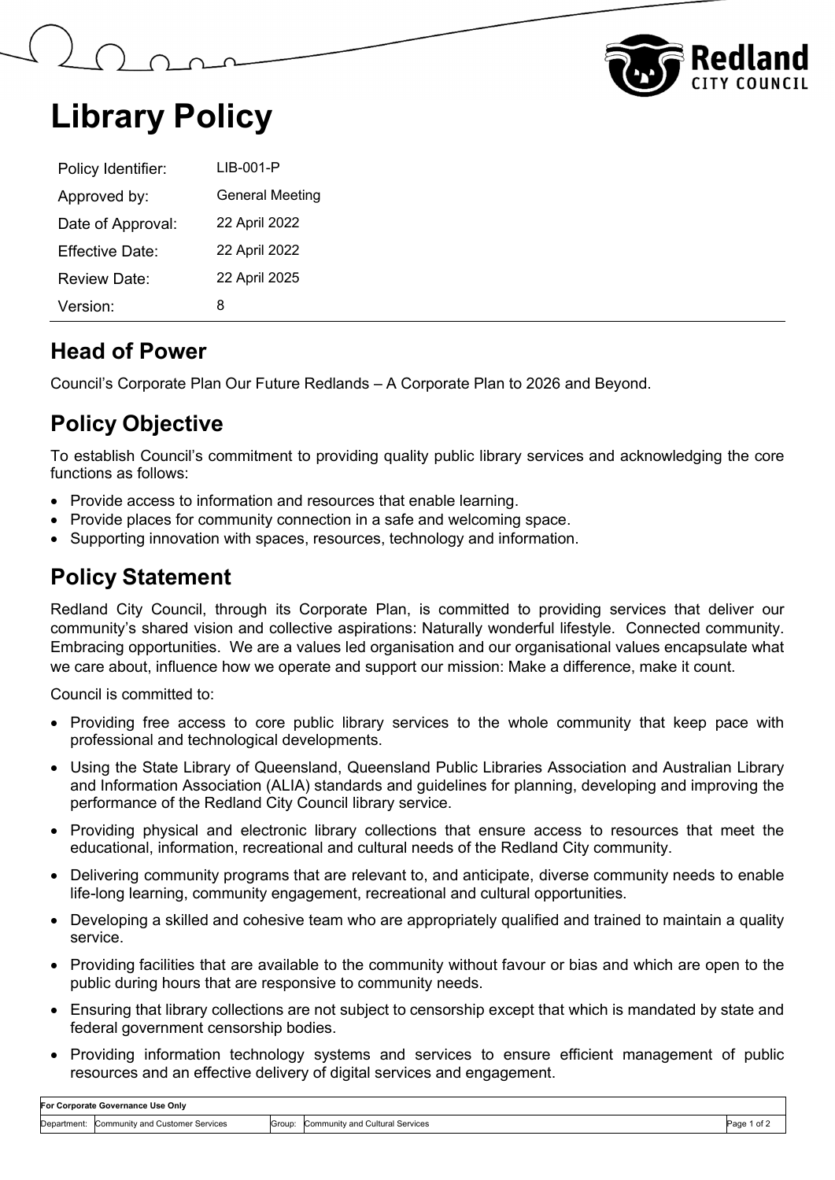# Library Policy

| Policy Identifier: | LIB-001-P |
|---|---|
| Approved by: | General Meeting |
| Date of Approval: | 22 April 2022 |
| Effective Date: | 22 April 2022 |
| Review Date: | 22 April 2025 |
| Version: | 8 |

## Head of Power

Council's Corporate Plan Our Future Redlands – A Corporate Plan to 2026 and Beyond.

## Policy Objective

To establish Council's commitment to providing quality public library services and acknowledging the core functions as follows:

- Provide access to information and resources that enable learning.
- Provide places for community connection in a safe and welcoming space.
- Supporting innovation with spaces, resources, technology and information.

## Policy Statement

Redland City Council, through its Corporate Plan, is committed to providing services that deliver our community's shared vision and collective aspirations: Naturally wonderful lifestyle. Connected community. Embracing opportunities. We are a values led organisation and our organisational values encapsulate what we care about, influence how we operate and support our mission: Make a difference, make it count.

Council is committed to:

- Providing free access to core public library services to the whole community that keep pace with professional and technological developments.
- Using the State Library of Queensland, Queensland Public Libraries Association and Australian Library and Information Association (ALIA) standards and guidelines for planning, developing and improving the performance of the Redland City Council library service.
- Providing physical and electronic library collections that ensure access to resources that meet the educational, information, recreational and cultural needs of the Redland City community.
- Delivering community programs that are relevant to, and anticipate, diverse community needs to enable life-long learning, community engagement, recreational and cultural opportunities.
- Developing a skilled and cohesive team who are appropriately qualified and trained to maintain a quality service.
- Providing facilities that are available to the community without favour or bias and which are open to the public during hours that are responsive to community needs.
- Ensuring that library collections are not subject to censorship except that which is mandated by state and federal government censorship bodies.
- Providing information technology systems and services to ensure efficient management of public resources and an effective delivery of digital services and engagement.

| For Corporate Governance Use Only | | | |
|---|---|---|---|
| Department: | Community and Customer Services | Group: | Community and Cultural Services |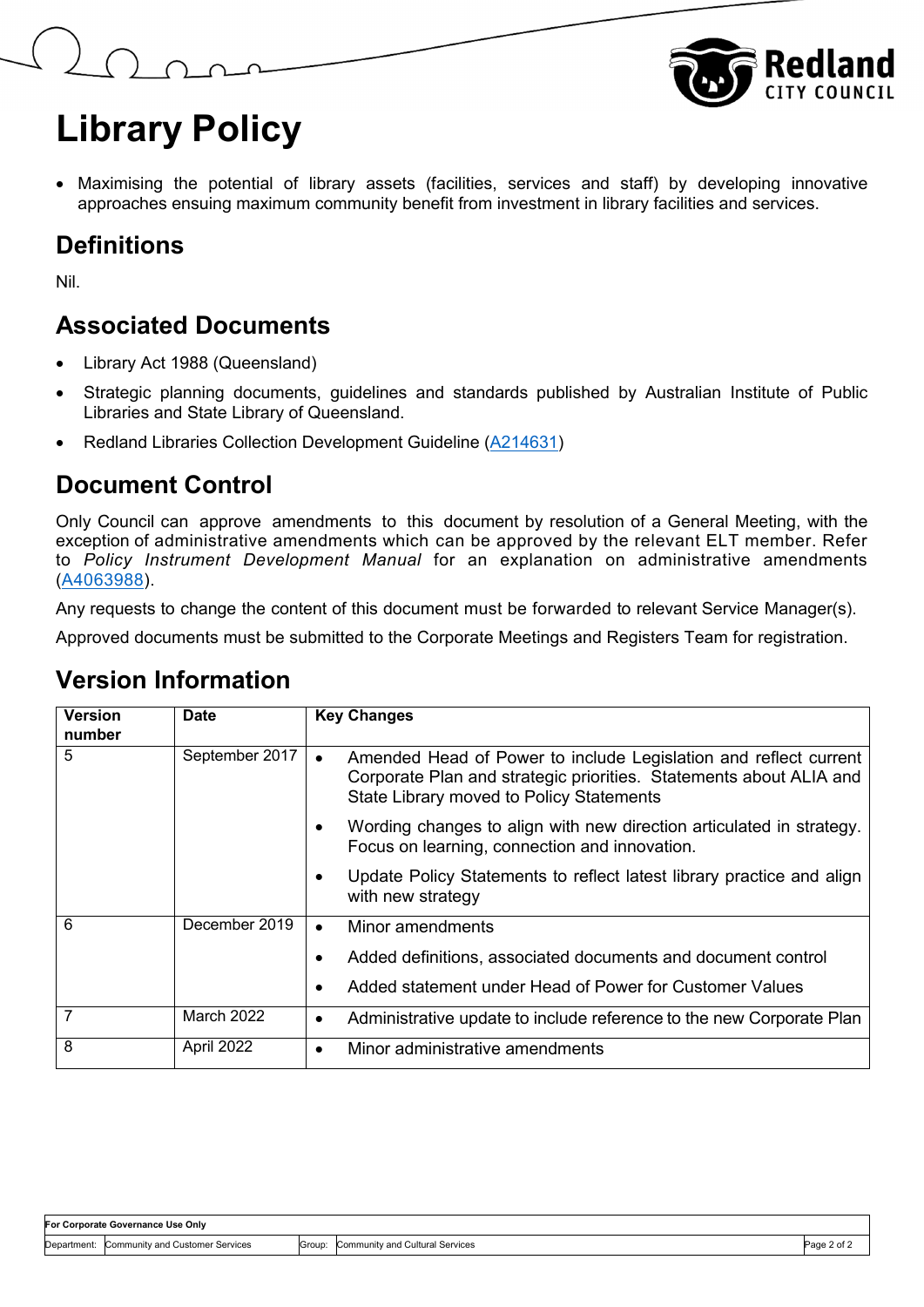# Library Policy

- Maximising the potential of library assets (facilities, services and staff) by developing innovative approaches ensuring maximum community benefit from investment in library facilities and services.

## Definitions

Nil.

## Associated Documents

- Library Act 1988 (Queensland)
- Strategic planning documents, guidelines and standards published by Australian Institute of Public Libraries and State Library of Queensland.
- Redland Libraries Collection Development Guideline (A214631)

## Document Control

Only Council can approve amendments to this document by resolution of a General Meeting, with the exception of administrative amendments which can be approved by the relevant ELT member. Refer to *Policy Instrument Development Manual* for an explanation on administrative amendments (A4063988).

Any requests to change the content of this document must be forwarded to relevant Service Manager(s).

Approved documents must be submitted to the Corporate Meetings and Registers Team for registration.

## Version Information

| Version number | Date | Key Changes |
|---|---|---|
| 5 | September 2017 | • Amended Head of Power to include Legislation and reflect current Corporate Plan and strategic priorities. Statements about ALIA and State Library moved to Policy Statements<br>• Wording changes to align with new direction articulated in strategy. Focus on learning, connection and innovation.<br>• Update Policy Statements to reflect latest library practice and align with new strategy |
| 6 | December 2019 | • Minor amendments<br>• Added definitions, associated documents and document control<br>• Added statement under Head of Power for Customer Values |
| 7 | March 2022 | • Administrative update to include reference to the new Corporate Plan |
| 8 | April 2022 | • Minor administrative amendments |

| For Corporate Governance Use Only | | | | |
|---|---|---|---|---|
| Department: | Community and Customer Services | Group: | Community and Cultural Services | |